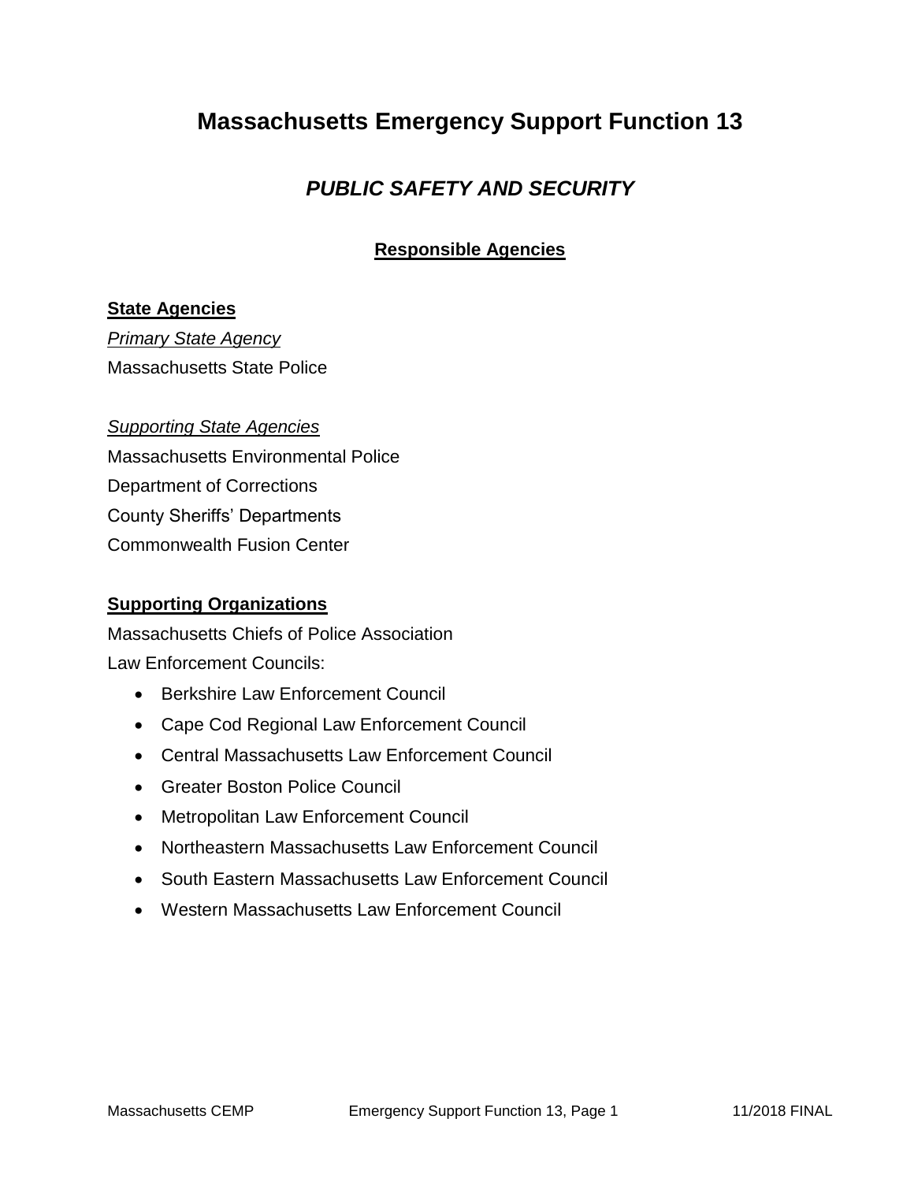# Massachusetts Emergency Support Function 13

## *PUBLIC SAFETY AND SECURITY*

### Responsible Agencies

**State Agencies**

*Primary State Agency*

Massachusetts State Police

*Supporting State Agencies*

Massachusetts Environmental Police

Department of Corrections

County Sheriffs' Departments

Commonwealth Fusion Center

**Supporting Organizations**

Massachusetts Chiefs of Police Association

Law Enforcement Councils:

- Berkshire Law Enforcement Council
- Cape Cod Regional Law Enforcement Council
- Central Massachusetts Law Enforcement Council
- Greater Boston Police Council
- Metropolitan Law Enforcement Council
- Northeastern Massachusetts Law Enforcement Council
- South Eastern Massachusetts Law Enforcement Council
- Western Massachusetts Law Enforcement Council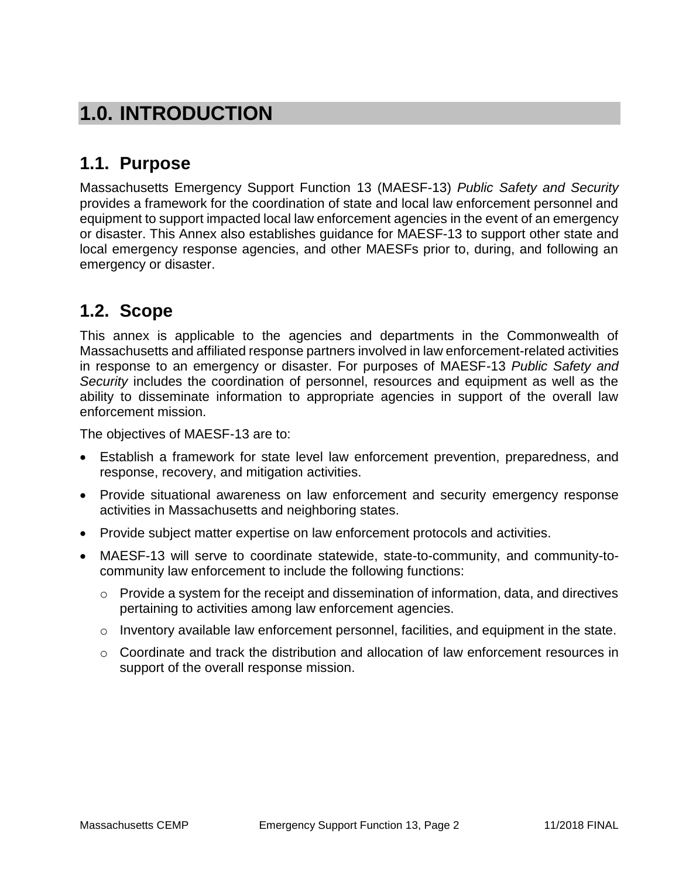# 1.0. INTRODUCTION

## 1.1. Purpose

Massachusetts Emergency Support Function 13 (MAESF-13) *Public Safety and Security* provides a framework for the coordination of state and local law enforcement personnel and equipment to support impacted local law enforcement agencies in the event of an emergency or disaster. This Annex also establishes guidance for MAESF-13 to support other state and local emergency response agencies, and other MAESFs prior to, during, and following an emergency or disaster.

## 1.2. Scope

This annex is applicable to the agencies and departments in the Commonwealth of Massachusetts and affiliated response partners involved in law enforcement-related activities in response to an emergency or disaster. For purposes of MAESF-13 *Public Safety and Security* includes the coordination of personnel, resources and equipment as well as the ability to disseminate information to appropriate agencies in support of the overall law enforcement mission.

The objectives of MAESF-13 are to:

- Establish a framework for state level law enforcement prevention, preparedness, and response, recovery, and mitigation activities.
- Provide situational awareness on law enforcement and security emergency response activities in Massachusetts and neighboring states.
- Provide subject matter expertise on law enforcement protocols and activities.
- MAESF-13 will serve to coordinate statewide, state-to-community, and community-to-community law enforcement to include the following functions:
  - Provide a system for the receipt and dissemination of information, data, and directives pertaining to activities among law enforcement agencies.
  - Inventory available law enforcement personnel, facilities, and equipment in the state.
  - Coordinate and track the distribution and allocation of law enforcement resources in support of the overall response mission.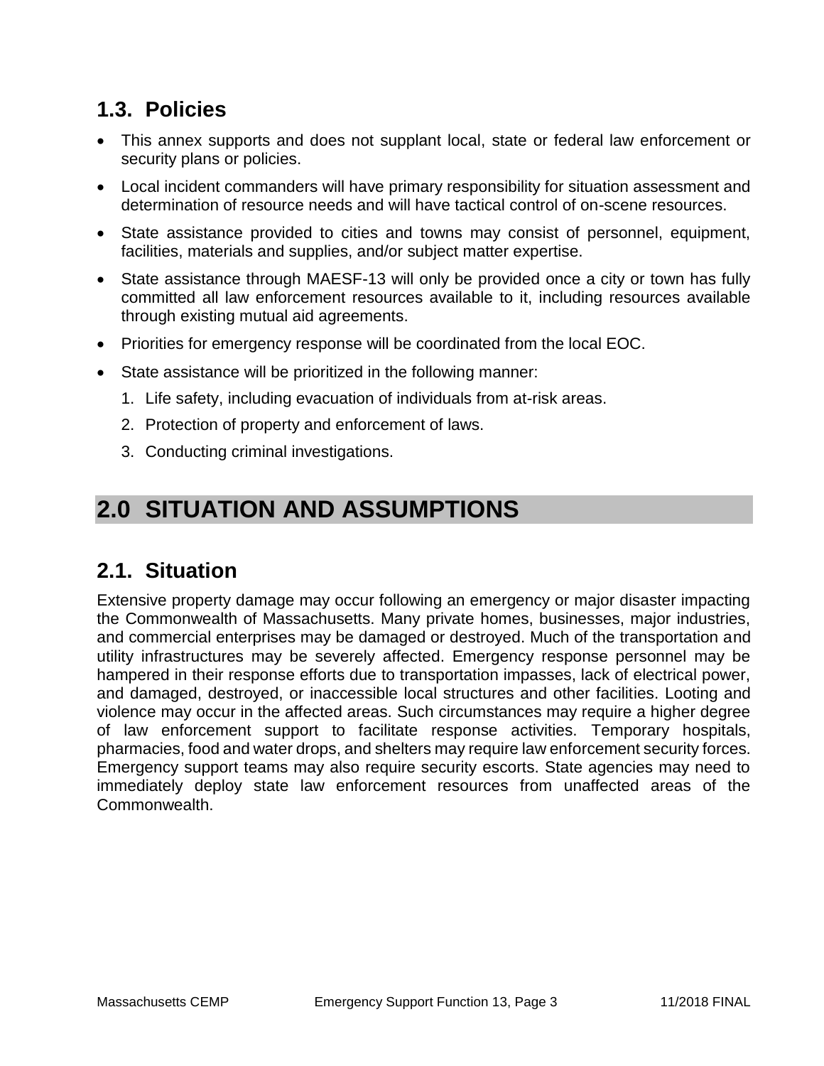## 1.3. Policies

- This annex supports and does not supplant local, state or federal law enforcement or security plans or policies.
- Local incident commanders will have primary responsibility for situation assessment and determination of resource needs and will have tactical control of on-scene resources.
- State assistance provided to cities and towns may consist of personnel, equipment, facilities, materials and supplies, and/or subject matter expertise.
- State assistance through MAESF-13 will only be provided once a city or town has fully committed all law enforcement resources available to it, including resources available through existing mutual aid agreements.
- Priorities for emergency response will be coordinated from the local EOC.
- State assistance will be prioritized in the following manner:
  1. Life safety, including evacuation of individuals from at-risk areas.
  2. Protection of property and enforcement of laws.
  3. Conducting criminal investigations.

# 2.0 SITUATION AND ASSUMPTIONS

## 2.1. Situation

Extensive property damage may occur following an emergency or major disaster impacting the Commonwealth of Massachusetts. Many private homes, businesses, major industries, and commercial enterprises may be damaged or destroyed. Much of the transportation and utility infrastructures may be severely affected. Emergency response personnel may be hampered in their response efforts due to transportation impasses, lack of electrical power, and damaged, destroyed, or inaccessible local structures and other facilities. Looting and violence may occur in the affected areas. Such circumstances may require a higher degree of law enforcement support to facilitate response activities. Temporary hospitals, pharmacies, food and water drops, and shelters may require law enforcement security forces. Emergency support teams may also require security escorts. State agencies may need to immediately deploy state law enforcement resources from unaffected areas of the Commonwealth.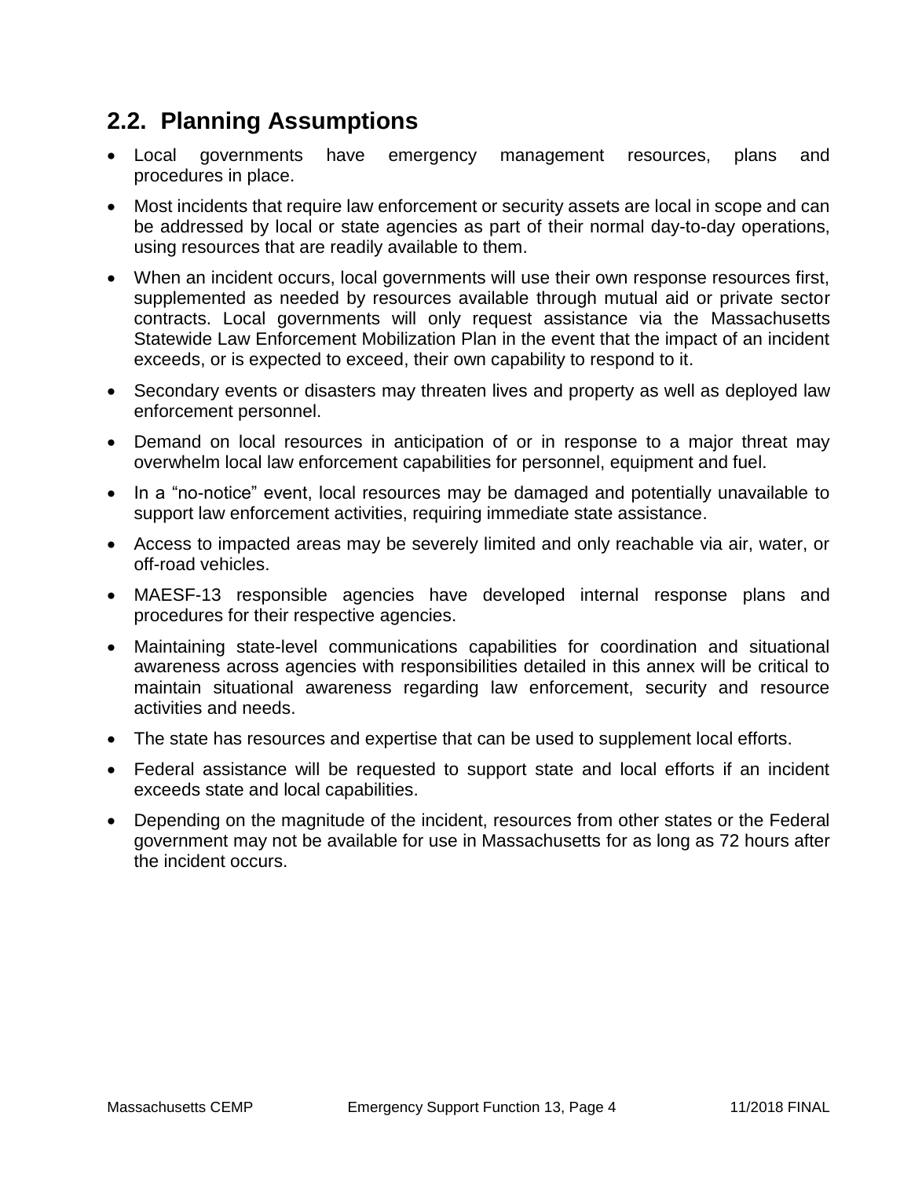## 2.2. Planning Assumptions

- Local governments have emergency management resources, plans and procedures in place.
- Most incidents that require law enforcement or security assets are local in scope and can be addressed by local or state agencies as part of their normal day-to-day operations, using resources that are readily available to them.
- When an incident occurs, local governments will use their own response resources first, supplemented as needed by resources available through mutual aid or private sector contracts. Local governments will only request assistance via the Massachusetts Statewide Law Enforcement Mobilization Plan in the event that the impact of an incident exceeds, or is expected to exceed, their own capability to respond to it.
- Secondary events or disasters may threaten lives and property as well as deployed law enforcement personnel.
- Demand on local resources in anticipation of or in response to a major threat may overwhelm local law enforcement capabilities for personnel, equipment and fuel.
- In a "no-notice" event, local resources may be damaged and potentially unavailable to support law enforcement activities, requiring immediate state assistance.
- Access to impacted areas may be severely limited and only reachable via air, water, or off-road vehicles.
- MAESF-13 responsible agencies have developed internal response plans and procedures for their respective agencies.
- Maintaining state-level communications capabilities for coordination and situational awareness across agencies with responsibilities detailed in this annex will be critical to maintain situational awareness regarding law enforcement, security and resource activities and needs.
- The state has resources and expertise that can be used to supplement local efforts.
- Federal assistance will be requested to support state and local efforts if an incident exceeds state and local capabilities.
- Depending on the magnitude of the incident, resources from other states or the Federal government may not be available for use in Massachusetts for as long as 72 hours after the incident occurs.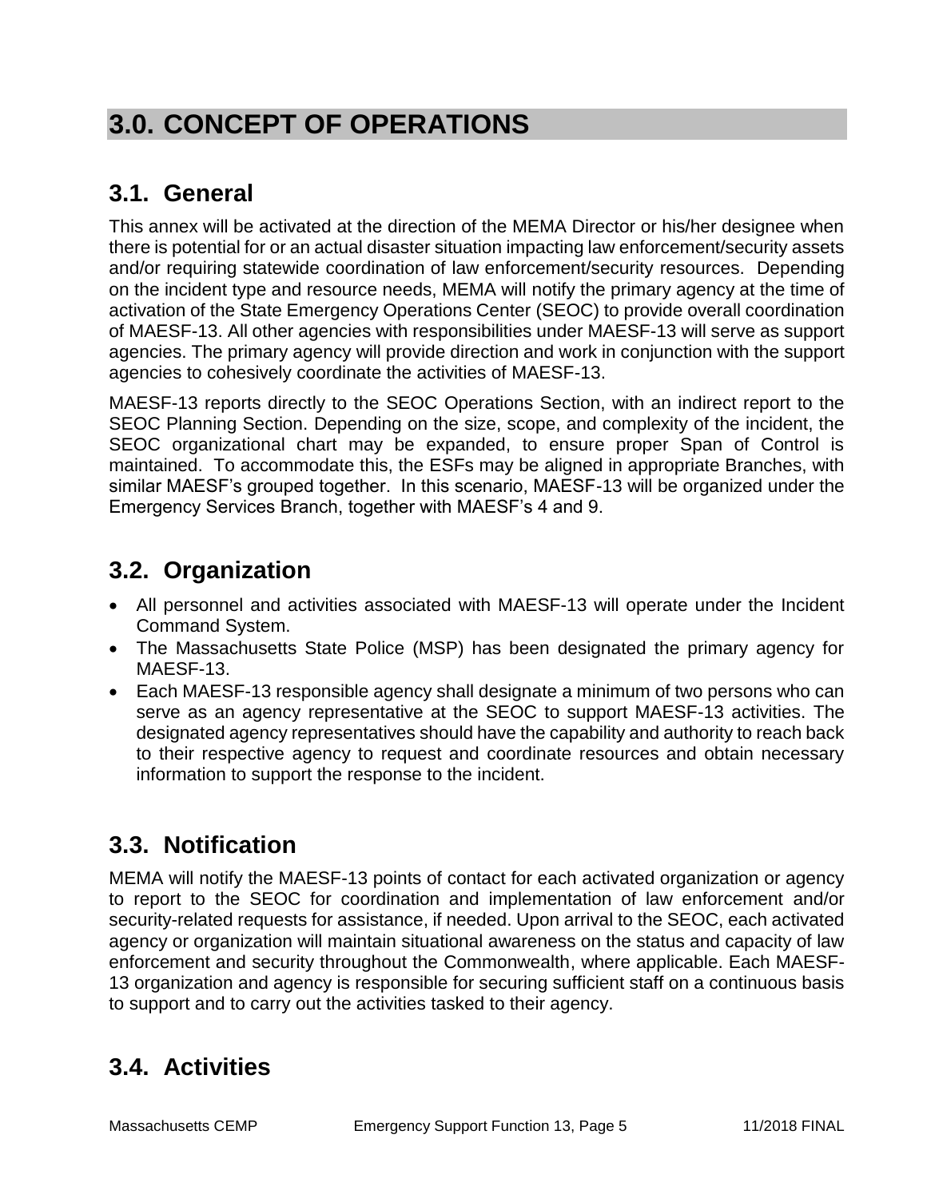# 3.0. CONCEPT OF OPERATIONS

## 3.1. General

This annex will be activated at the direction of the MEMA Director or his/her designee when there is potential for or an actual disaster situation impacting law enforcement/security assets and/or requiring statewide coordination of law enforcement/security resources. Depending on the incident type and resource needs, MEMA will notify the primary agency at the time of activation of the State Emergency Operations Center (SEOC) to provide overall coordination of MAESF-13. All other agencies with responsibilities under MAESF-13 will serve as support agencies. The primary agency will provide direction and work in conjunction with the support agencies to cohesively coordinate the activities of MAESF-13.

MAESF-13 reports directly to the SEOC Operations Section, with an indirect report to the SEOC Planning Section. Depending on the size, scope, and complexity of the incident, the SEOC organizational chart may be expanded, to ensure proper Span of Control is maintained. To accommodate this, the ESFs may be aligned in appropriate Branches, with similar MAESF's grouped together. In this scenario, MAESF-13 will be organized under the Emergency Services Branch, together with MAESF's 4 and 9.

## 3.2. Organization

- All personnel and activities associated with MAESF-13 will operate under the Incident Command System.
- The Massachusetts State Police (MSP) has been designated the primary agency for MAESF-13.
- Each MAESF-13 responsible agency shall designate a minimum of two persons who can serve as an agency representative at the SEOC to support MAESF-13 activities. The designated agency representatives should have the capability and authority to reach back to their respective agency to request and coordinate resources and obtain necessary information to support the response to the incident.

## 3.3. Notification

MEMA will notify the MAESF-13 points of contact for each activated organization or agency to report to the SEOC for coordination and implementation of law enforcement and/or security-related requests for assistance, if needed. Upon arrival to the SEOC, each activated agency or organization will maintain situational awareness on the status and capacity of law enforcement and security throughout the Commonwealth, where applicable. Each MAESF-13 organization and agency is responsible for securing sufficient staff on a continuous basis to support and to carry out the activities tasked to their agency.

## 3.4. Activities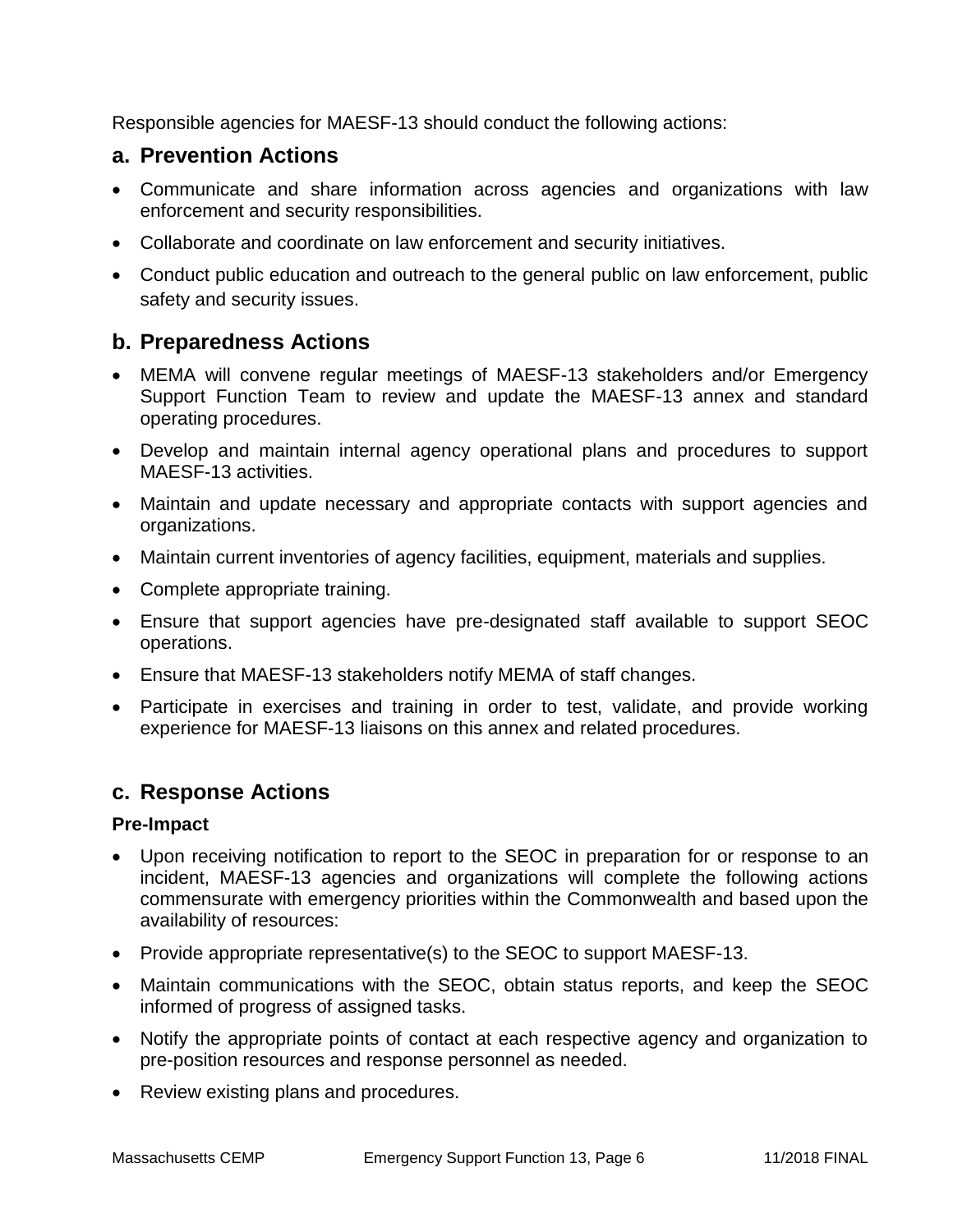Responsible agencies for MAESF-13 should conduct the following actions:

## a. Prevention Actions

- Communicate and share information across agencies and organizations with law enforcement and security responsibilities.
- Collaborate and coordinate on law enforcement and security initiatives.
- Conduct public education and outreach to the general public on law enforcement, public safety and security issues.

## b. Preparedness Actions

- MEMA will convene regular meetings of MAESF-13 stakeholders and/or Emergency Support Function Team to review and update the MAESF-13 annex and standard operating procedures.
- Develop and maintain internal agency operational plans and procedures to support MAESF-13 activities.
- Maintain and update necessary and appropriate contacts with support agencies and organizations.
- Maintain current inventories of agency facilities, equipment, materials and supplies.
- Complete appropriate training.
- Ensure that support agencies have pre-designated staff available to support SEOC operations.
- Ensure that MAESF-13 stakeholders notify MEMA of staff changes.
- Participate in exercises and training in order to test, validate, and provide working experience for MAESF-13 liaisons on this annex and related procedures.

## c. Response Actions

**Pre-Impact**

- Upon receiving notification to report to the SEOC in preparation for or response to an incident, MAESF-13 agencies and organizations will complete the following actions commensurate with emergency priorities within the Commonwealth and based upon the availability of resources:
- Provide appropriate representative(s) to the SEOC to support MAESF-13.
- Maintain communications with the SEOC, obtain status reports, and keep the SEOC informed of progress of assigned tasks.
- Notify the appropriate points of contact at each respective agency and organization to pre-position resources and response personnel as needed.
- Review existing plans and procedures.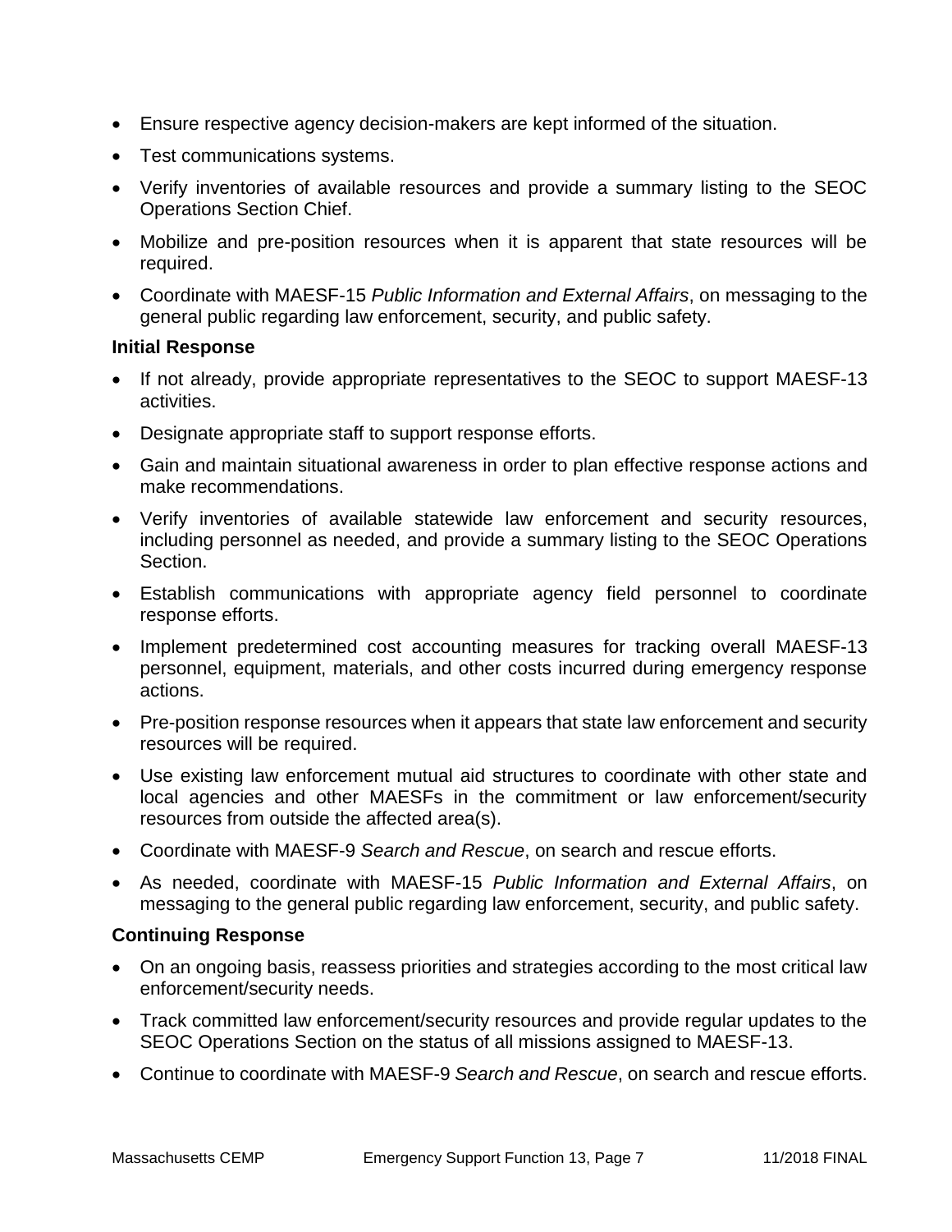- Ensure respective agency decision-makers are kept informed of the situation.
- Test communications systems.
- Verify inventories of available resources and provide a summary listing to the SEOC Operations Section Chief.
- Mobilize and pre-position resources when it is apparent that state resources will be required.
- Coordinate with MAESF-15 *Public Information and External Affairs*, on messaging to the general public regarding law enforcement, security, and public safety.

**Initial Response**

- If not already, provide appropriate representatives to the SEOC to support MAESF-13 activities.
- Designate appropriate staff to support response efforts.
- Gain and maintain situational awareness in order to plan effective response actions and make recommendations.
- Verify inventories of available statewide law enforcement and security resources, including personnel as needed, and provide a summary listing to the SEOC Operations Section.
- Establish communications with appropriate agency field personnel to coordinate response efforts.
- Implement predetermined cost accounting measures for tracking overall MAESF-13 personnel, equipment, materials, and other costs incurred during emergency response actions.
- Pre-position response resources when it appears that state law enforcement and security resources will be required.
- Use existing law enforcement mutual aid structures to coordinate with other state and local agencies and other MAESFs in the commitment or law enforcement/security resources from outside the affected area(s).
- Coordinate with MAESF-9 *Search and Rescue*, on search and rescue efforts.
- As needed, coordinate with MAESF-15 *Public Information and External Affairs*, on messaging to the general public regarding law enforcement, security, and public safety.

**Continuing Response**

- On an ongoing basis, reassess priorities and strategies according to the most critical law enforcement/security needs.
- Track committed law enforcement/security resources and provide regular updates to the SEOC Operations Section on the status of all missions assigned to MAESF-13.
- Continue to coordinate with MAESF-9 *Search and Rescue*, on search and rescue efforts.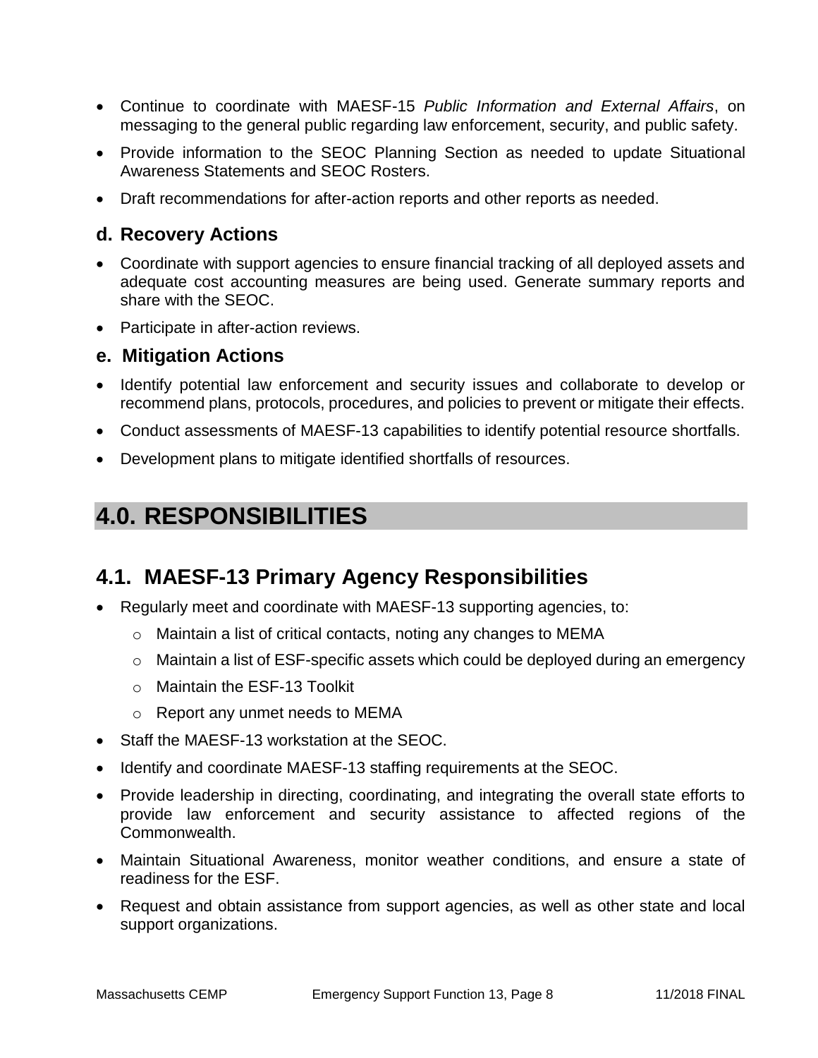- Continue to coordinate with MAESF-15 *Public Information and External Affairs*, on messaging to the general public regarding law enforcement, security, and public safety.
- Provide information to the SEOC Planning Section as needed to update Situational Awareness Statements and SEOC Rosters.
- Draft recommendations for after-action reports and other reports as needed.

### d. Recovery Actions

- Coordinate with support agencies to ensure financial tracking of all deployed assets and adequate cost accounting measures are being used. Generate summary reports and share with the SEOC.
- Participate in after-action reviews.

### e. Mitigation Actions

- Identify potential law enforcement and security issues and collaborate to develop or recommend plans, protocols, procedures, and policies to prevent or mitigate their effects.
- Conduct assessments of MAESF-13 capabilities to identify potential resource shortfalls.
- Development plans to mitigate identified shortfalls of resources.

# 4.0. RESPONSIBILITIES

## 4.1. MAESF-13 Primary Agency Responsibilities

- Regularly meet and coordinate with MAESF-13 supporting agencies, to:
    - Maintain a list of critical contacts, noting any changes to MEMA
    - Maintain a list of ESF-specific assets which could be deployed during an emergency
    - Maintain the ESF-13 Toolkit
    - Report any unmet needs to MEMA
- Staff the MAESF-13 workstation at the SEOC.
- Identify and coordinate MAESF-13 staffing requirements at the SEOC.
- Provide leadership in directing, coordinating, and integrating the overall state efforts to provide law enforcement and security assistance to affected regions of the Commonwealth.
- Maintain Situational Awareness, monitor weather conditions, and ensure a state of readiness for the ESF.
- Request and obtain assistance from support agencies, as well as other state and local support organizations.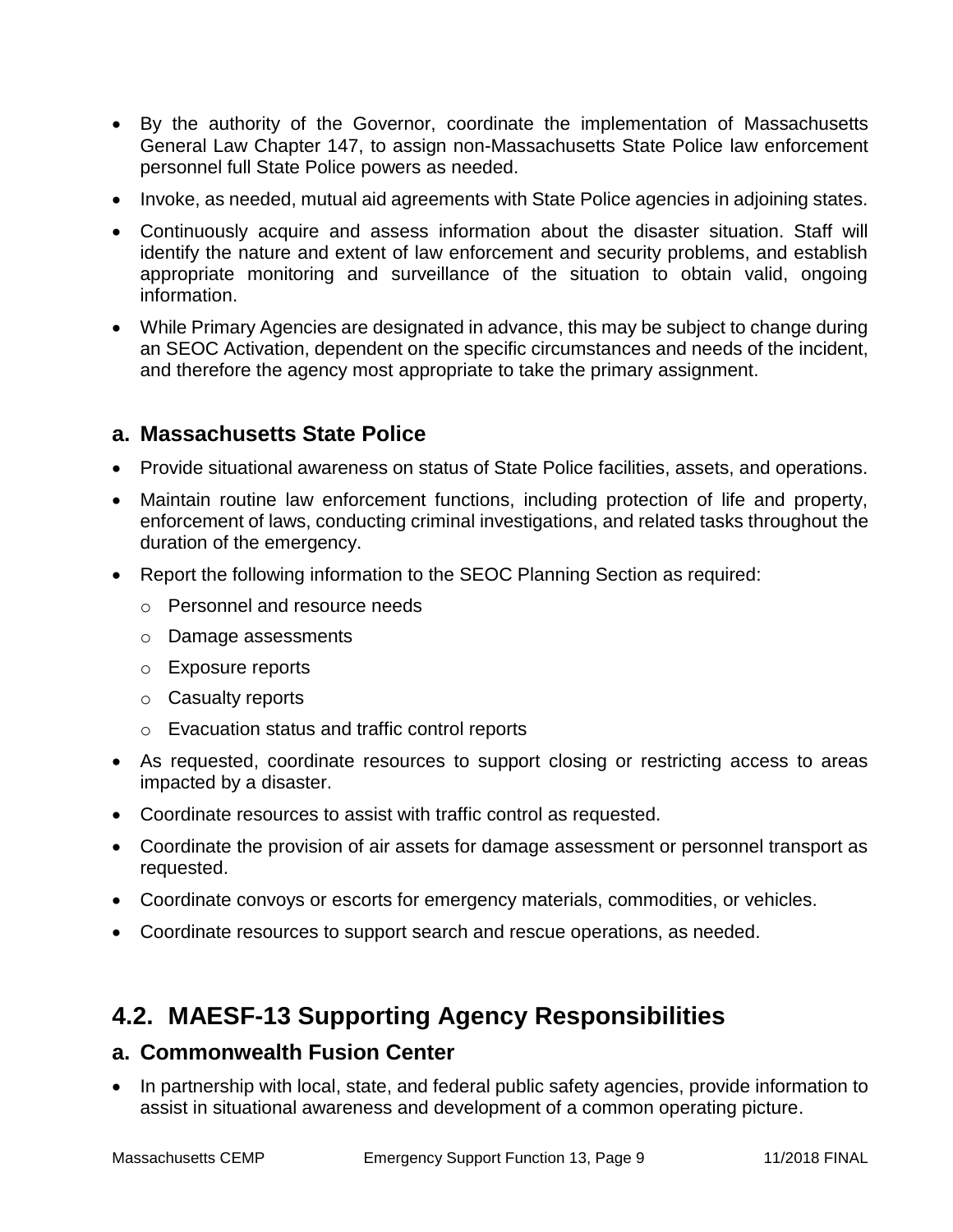- By the authority of the Governor, coordinate the implementation of Massachusetts General Law Chapter 147, to assign non-Massachusetts State Police law enforcement personnel full State Police powers as needed.
- Invoke, as needed, mutual aid agreements with State Police agencies in adjoining states.
- Continuously acquire and assess information about the disaster situation. Staff will identify the nature and extent of law enforcement and security problems, and establish appropriate monitoring and surveillance of the situation to obtain valid, ongoing information.
- While Primary Agencies are designated in advance, this may be subject to change during an SEOC Activation, dependent on the specific circumstances and needs of the incident, and therefore the agency most appropriate to take the primary assignment.

### a. Massachusetts State Police

- Provide situational awareness on status of State Police facilities, assets, and operations.
- Maintain routine law enforcement functions, including protection of life and property, enforcement of laws, conducting criminal investigations, and related tasks throughout the duration of the emergency.
- Report the following information to the SEOC Planning Section as required:
  - Personnel and resource needs
  - Damage assessments
  - Exposure reports
  - Casualty reports
  - Evacuation status and traffic control reports
- As requested, coordinate resources to support closing or restricting access to areas impacted by a disaster.
- Coordinate resources to assist with traffic control as requested.
- Coordinate the provision of air assets for damage assessment or personnel transport as requested.
- Coordinate convoys or escorts for emergency materials, commodities, or vehicles.
- Coordinate resources to support search and rescue operations, as needed.

## 4.2. MAESF-13 Supporting Agency Responsibilities

### a. Commonwealth Fusion Center

- In partnership with local, state, and federal public safety agencies, provide information to assist in situational awareness and development of a common operating picture.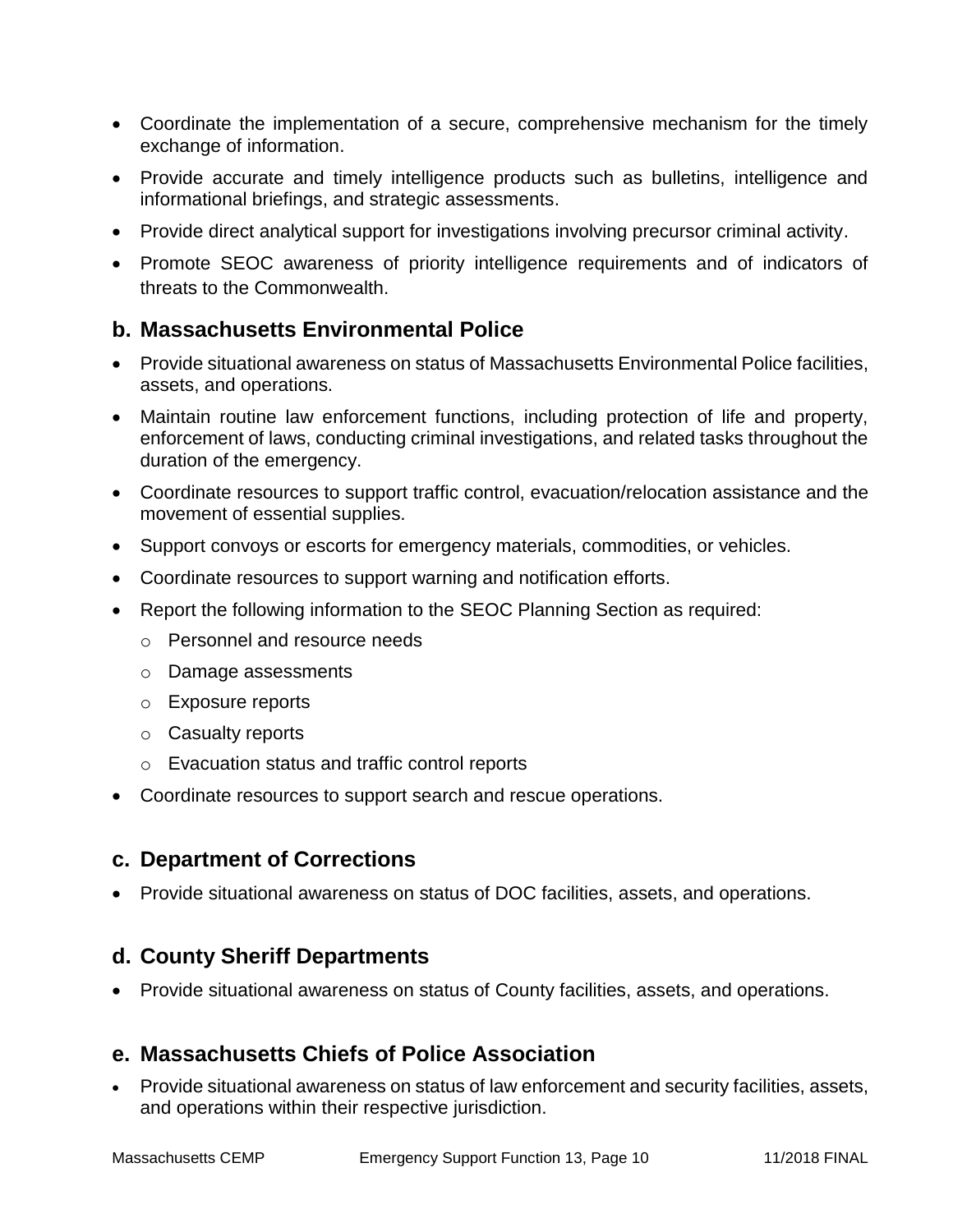- Coordinate the implementation of a secure, comprehensive mechanism for the timely exchange of information.
- Provide accurate and timely intelligence products such as bulletins, intelligence and informational briefings, and strategic assessments.
- Provide direct analytical support for investigations involving precursor criminal activity.
- Promote SEOC awareness of priority intelligence requirements and of indicators of threats to the Commonwealth.

### b. Massachusetts Environmental Police

- Provide situational awareness on status of Massachusetts Environmental Police facilities, assets, and operations.
- Maintain routine law enforcement functions, including protection of life and property, enforcement of laws, conducting criminal investigations, and related tasks throughout the duration of the emergency.
- Coordinate resources to support traffic control, evacuation/relocation assistance and the movement of essential supplies.
- Support convoys or escorts for emergency materials, commodities, or vehicles.
- Coordinate resources to support warning and notification efforts.
- Report the following information to the SEOC Planning Section as required:
  - Personnel and resource needs
  - Damage assessments
  - Exposure reports
  - Casualty reports
  - Evacuation status and traffic control reports
- Coordinate resources to support search and rescue operations.

### c. Department of Corrections

- Provide situational awareness on status of DOC facilities, assets, and operations.

### d. County Sheriff Departments

- Provide situational awareness on status of County facilities, assets, and operations.

### e. Massachusetts Chiefs of Police Association

- Provide situational awareness on status of law enforcement and security facilities, assets, and operations within their respective jurisdiction.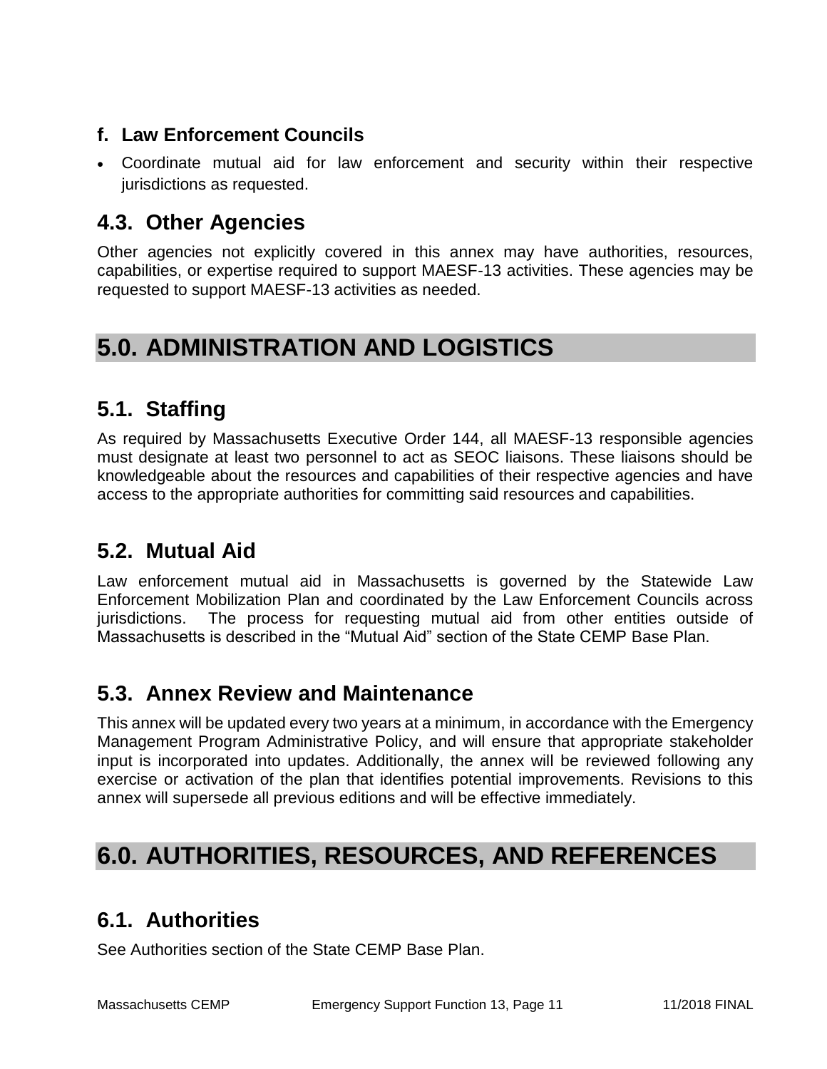### f. Law Enforcement Councils

- Coordinate mutual aid for law enforcement and security within their respective jurisdictions as requested.

## 4.3. Other Agencies

Other agencies not explicitly covered in this annex may have authorities, resources, capabilities, or expertise required to support MAESF-13 activities. These agencies may be requested to support MAESF-13 activities as needed.

# 5.0. ADMINISTRATION AND LOGISTICS

## 5.1. Staffing

As required by Massachusetts Executive Order 144, all MAESF-13 responsible agencies must designate at least two personnel to act as SEOC liaisons. These liaisons should be knowledgeable about the resources and capabilities of their respective agencies and have access to the appropriate authorities for committing said resources and capabilities.

## 5.2. Mutual Aid

Law enforcement mutual aid in Massachusetts is governed by the Statewide Law Enforcement Mobilization Plan and coordinated by the Law Enforcement Councils across jurisdictions. The process for requesting mutual aid from other entities outside of Massachusetts is described in the "Mutual Aid" section of the State CEMP Base Plan.

## 5.3. Annex Review and Maintenance

This annex will be updated every two years at a minimum, in accordance with the Emergency Management Program Administrative Policy, and will ensure that appropriate stakeholder input is incorporated into updates. Additionally, the annex will be reviewed following any exercise or activation of the plan that identifies potential improvements. Revisions to this annex will supersede all previous editions and will be effective immediately.

# 6.0. AUTHORITIES, RESOURCES, AND REFERENCES

## 6.1. Authorities

See Authorities section of the State CEMP Base Plan.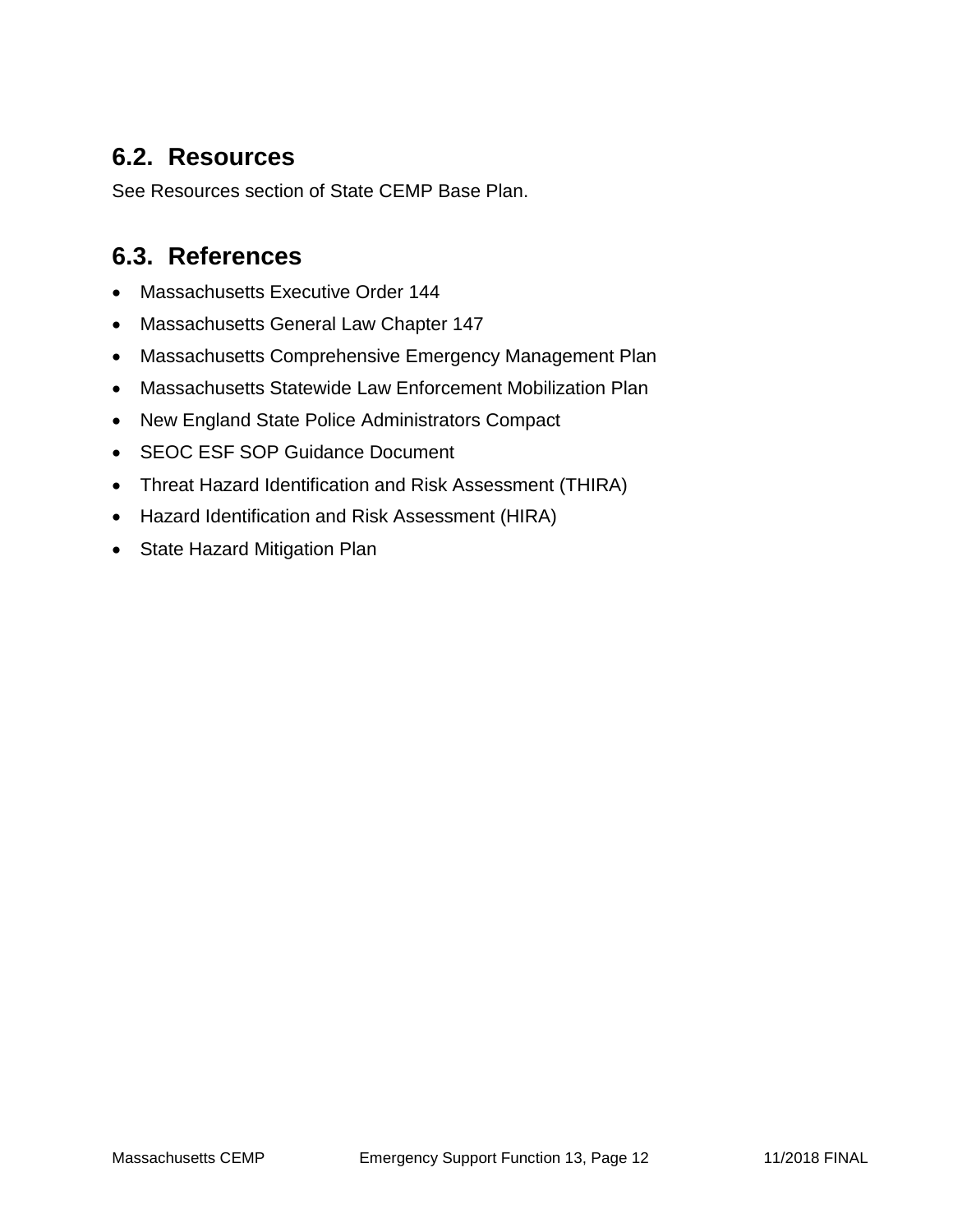## 6.2. Resources

See Resources section of State CEMP Base Plan.

## 6.3. References

- Massachusetts Executive Order 144
- Massachusetts General Law Chapter 147
- Massachusetts Comprehensive Emergency Management Plan
- Massachusetts Statewide Law Enforcement Mobilization Plan
- New England State Police Administrators Compact
- SEOC ESF SOP Guidance Document
- Threat Hazard Identification and Risk Assessment (THIRA)
- Hazard Identification and Risk Assessment (HIRA)
- State Hazard Mitigation Plan